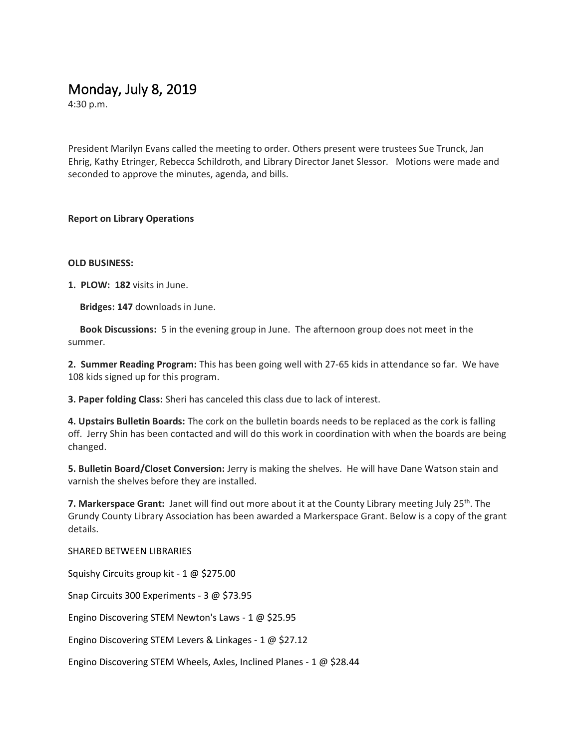# Monday, July 8, 2019

4:30 p.m.

President Marilyn Evans called the meeting to order. Others present were trustees Sue Trunck, Jan Ehrig, Kathy Etringer, Rebecca Schildroth, and Library Director Janet Slessor. Motions were made and seconded to approve the minutes, agenda, and bills.

**Report on Library Operations**

**OLD BUSINESS:**

**1. PLOW: 182** visits in June.

**Bridges: 147** downloads in June.

**Book Discussions:** 5 in the evening group in June. The afternoon group does not meet in the summer.

**2. Summer Reading Program:** This has been going well with 27-65 kids in attendance so far. We have 108 kids signed up for this program.

**3. Paper folding Class:** Sheri has canceled this class due to lack of interest.

**4. Upstairs Bulletin Boards:** The cork on the bulletin boards needs to be replaced as the cork is falling off. Jerry Shin has been contacted and will do this work in coordination with when the boards are being changed.

**5. Bulletin Board/Closet Conversion:** Jerry is making the shelves. He will have Dane Watson stain and varnish the shelves before they are installed.

**7. Markerspace Grant:** Janet will find out more about it at the County Library meeting July 25th. The Grundy County Library Association has been awarded a Markerspace Grant. Below is a copy of the grant details.

SHARED BETWEEN LIBRARIES

Squishy Circuits group kit - 1 @ $275.00

Snap Circuits 300 Experiments - 3 @ $73.95

Engino Discovering STEM Newton's Laws - 1 @ $25.95

Engino Discovering STEM Levers & Linkages - 1 @ $27.12

Engino Discovering STEM Wheels, Axles, Inclined Planes - 1 @ $28.44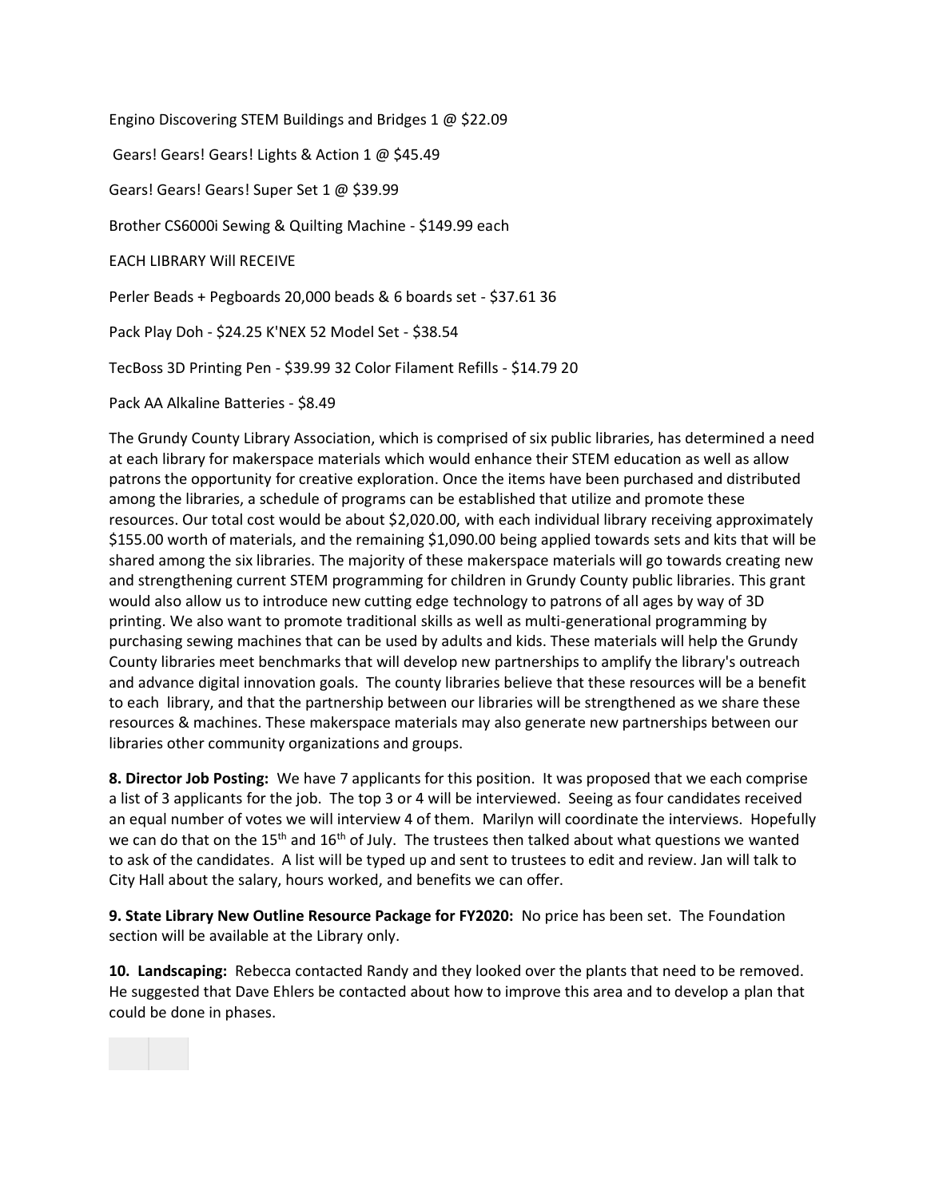Engino Discovering STEM Buildings and Bridges 1 @ $22.09

Gears! Gears! Gears! Lights & Action 1 @ $45.49

Gears! Gears! Gears! Super Set 1 @ $39.99

Brother CS6000i Sewing & Quilting Machine - $149.99 each

EACH LIBRARY Will RECEIVE

Perler Beads + Pegboards 20,000 beads & 6 boards set - $37.61 36

Pack Play Doh - $24.25 K'NEX 52 Model Set - $38.54

TecBoss 3D Printing Pen - $39.99 32 Color Filament Refills - $14.79 20

Pack AA Alkaline Batteries - $8.49

The Grundy County Library Association, which is comprised of six public libraries, has determined a need at each library for makerspace materials which would enhance their STEM education as well as allow patrons the opportunity for creative exploration. Once the items have been purchased and distributed among the libraries, a schedule of programs can be established that utilize and promote these resources. Our total cost would be about $2,020.00, with each individual library receiving approximately $155.00 worth of materials, and the remaining $1,090.00 being applied towards sets and kits that will be shared among the six libraries. The majority of these makerspace materials will go towards creating new and strengthening current STEM programming for children in Grundy County public libraries. This grant would also allow us to introduce new cutting edge technology to patrons of all ages by way of 3D printing. We also want to promote traditional skills as well as multi-generational programming by purchasing sewing machines that can be used by adults and kids. These materials will help the Grundy County libraries meet benchmarks that will develop new partnerships to amplify the library's outreach and advance digital innovation goals. The county libraries believe that these resources will be a benefit to each library, and that the partnership between our libraries will be strengthened as we share these resources & machines. These makerspace materials may also generate new partnerships between our libraries other community organizations and groups.

**8. Director Job Posting:** We have 7 applicants for this position. It was proposed that we each comprise a list of 3 applicants for the job. The top 3 or 4 will be interviewed. Seeing as four candidates received an equal number of votes we will interview 4 of them. Marilyn will coordinate the interviews. Hopefully we can do that on the 15th and 16th of July. The trustees then talked about what questions we wanted to ask of the candidates. A list will be typed up and sent to trustees to edit and review. Jan will talk to City Hall about the salary, hours worked, and benefits we can offer.

**9. State Library New Outline Resource Package for FY2020:** No price has been set. The Foundation section will be available at the Library only.

**10. Landscaping:** Rebecca contacted Randy and they looked over the plants that need to be removed. He suggested that Dave Ehlers be contacted about how to improve this area and to develop a plan that could be done in phases.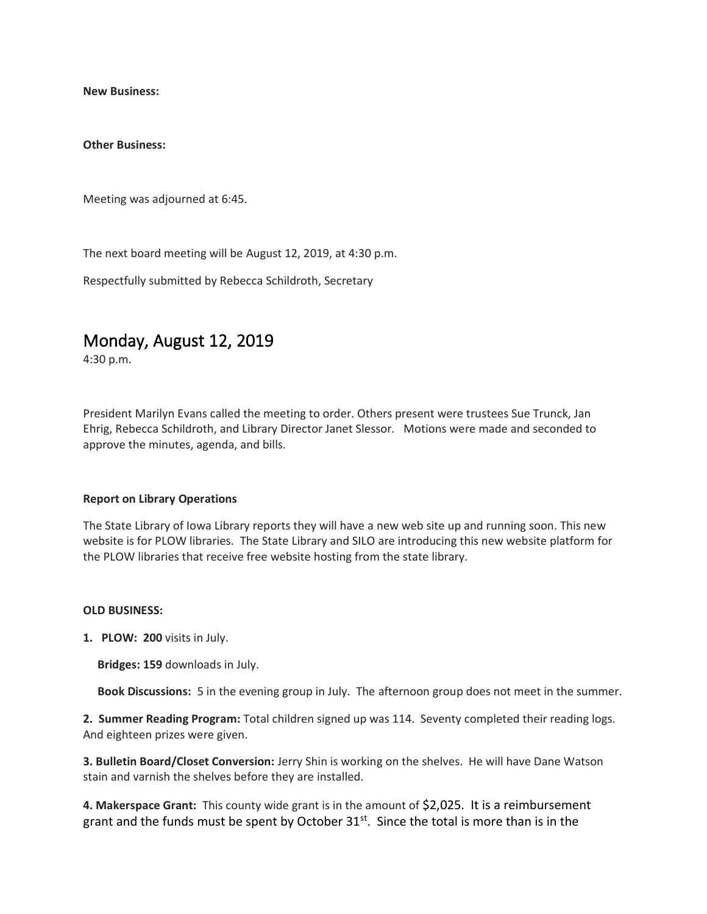**New Business:**

**Other Business:**

Meeting was adjourned at 6:45.

The next board meeting will be August 12, 2019, at 4:30 p.m.

Respectfully submitted by Rebecca Schildroth, Secretary

# Monday, August 12, 2019

4:30 p.m.

President Marilyn Evans called the meeting to order. Others present were trustees Sue Trunck, Jan Ehrig, Rebecca Schildroth, and Library Director Janet Slessor. Motions were made and seconded to approve the minutes, agenda, and bills.

**Report on Library Operations**

The State Library of Iowa Library reports they will have a new web site up and running soon. This new website is for PLOW libraries. The State Library and SILO are introducing this new website platform for the PLOW libraries that receive free website hosting from the state library.

**OLD BUSINESS:**

**1. PLOW: 200** visits in July.

**Bridges: 159** downloads in July.

**Book Discussions:** 5 in the evening group in July. The afternoon group does not meet in the summer.

**2. Summer Reading Program:** Total children signed up was 114. Seventy completed their reading logs. And eighteen prizes were given.

**3. Bulletin Board/Closet Conversion:** Jerry Shin is working on the shelves. He will have Dane Watson stain and varnish the shelves before they are installed.

**4. Makerspace Grant:** This county wide grant is in the amount of $2,025. It is a reimbursement grant and the funds must be spent by October 31st. Since the total is more than is in the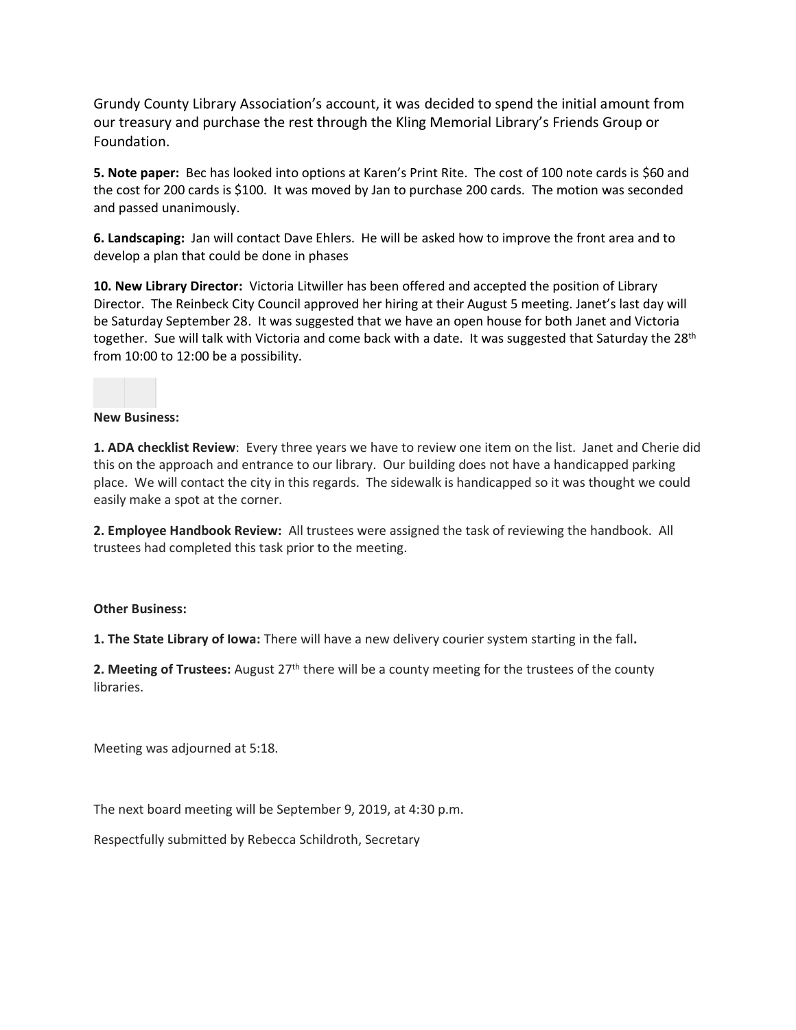Grundy County Library Association's account, it was decided to spend the initial amount from our treasury and purchase the rest through the Kling Memorial Library's Friends Group or Foundation.

**5. Note paper:** Bec has looked into options at Karen's Print Rite. The cost of 100 note cards is $60 and the cost for 200 cards is $100. It was moved by Jan to purchase 200 cards. The motion was seconded and passed unanimously.

**6. Landscaping:** Jan will contact Dave Ehlers. He will be asked how to improve the front area and to develop a plan that could be done in phases

**10. New Library Director:** Victoria Litwiller has been offered and accepted the position of Library Director. The Reinbeck City Council approved her hiring at their August 5 meeting. Janet's last day will be Saturday September 28. It was suggested that we have an open house for both Janet and Victoria together. Sue will talk with Victoria and come back with a date. It was suggested that Saturday the 28th from 10:00 to 12:00 be a possibility.

**New Business:**

**1. ADA checklist Review**: Every three years we have to review one item on the list. Janet and Cherie did this on the approach and entrance to our library. Our building does not have a handicapped parking place. We will contact the city in this regards. The sidewalk is handicapped so it was thought we could easily make a spot at the corner.

**2. Employee Handbook Review:** All trustees were assigned the task of reviewing the handbook. All trustees had completed this task prior to the meeting.

**Other Business:**

**1. The State Library of Iowa:** There will have a new delivery courier system starting in the fall**.**

**2. Meeting of Trustees:** August 27th there will be a county meeting for the trustees of the county libraries.

Meeting was adjourned at 5:18.

The next board meeting will be September 9, 2019, at 4:30 p.m.

Respectfully submitted by Rebecca Schildroth, Secretary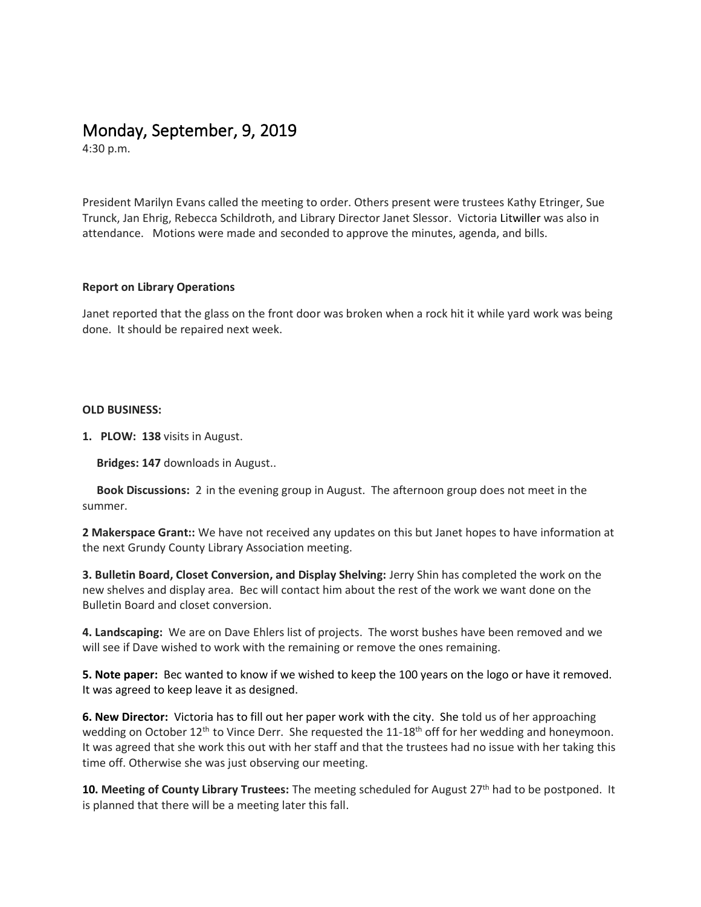# Monday, September, 9, 2019

4:30 p.m.

President Marilyn Evans called the meeting to order. Others present were trustees Kathy Etringer, Sue Trunck, Jan Ehrig, Rebecca Schildroth, and Library Director Janet Slessor. Victoria Litwiller was also in attendance. Motions were made and seconded to approve the minutes, agenda, and bills.

**Report on Library Operations**

Janet reported that the glass on the front door was broken when a rock hit it while yard work was being done. It should be repaired next week.

**OLD BUSINESS:**

**1. PLOW: 138** visits in August.

**Bridges: 147** downloads in August..

**Book Discussions:** 2 in the evening group in August. The afternoon group does not meet in the summer.

**2 Makerspace Grant::** We have not received any updates on this but Janet hopes to have information at the next Grundy County Library Association meeting.

**3. Bulletin Board, Closet Conversion, and Display Shelving:** Jerry Shin has completed the work on the new shelves and display area. Bec will contact him about the rest of the work we want done on the Bulletin Board and closet conversion.

**4. Landscaping:** We are on Dave Ehlers list of projects. The worst bushes have been removed and we will see if Dave wished to work with the remaining or remove the ones remaining.

**5. Note paper:** Bec wanted to know if we wished to keep the 100 years on the logo or have it removed. It was agreed to keep leave it as designed.

**6. New Director:** Victoria has to fill out her paper work with the city. She told us of her approaching wedding on October 12th to Vince Derr. She requested the 11-18th off for her wedding and honeymoon. It was agreed that she work this out with her staff and that the trustees had no issue with her taking this time off. Otherwise she was just observing our meeting.

**10. Meeting of County Library Trustees:** The meeting scheduled for August 27th had to be postponed. It is planned that there will be a meeting later this fall.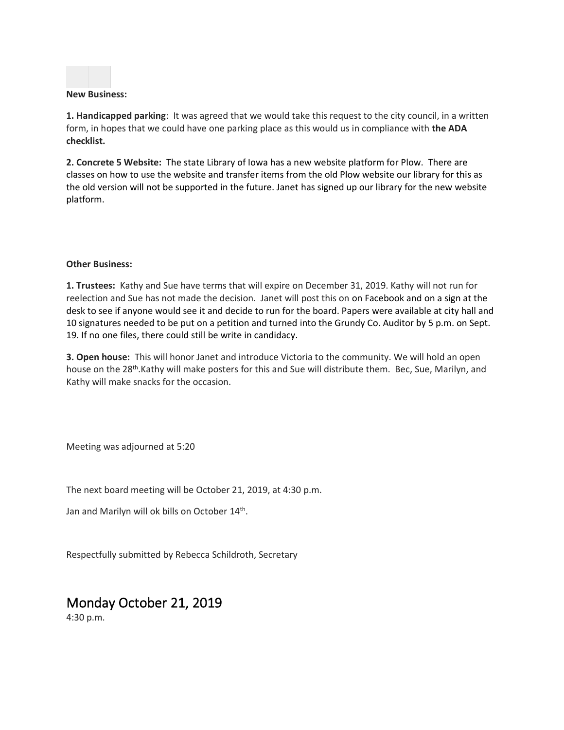**New Business:**

**1. Handicapped parking**: It was agreed that we would take this request to the city council, in a written form, in hopes that we could have one parking place as this would us in compliance with **the ADA checklist.**

**2. Concrete 5 Website:** The state Library of Iowa has a new website platform for Plow. There are classes on how to use the website and transfer items from the old Plow website our library for this as the old version will not be supported in the future. Janet has signed up our library for the new website platform.

**Other Business:**

**1. Trustees:** Kathy and Sue have terms that will expire on December 31, 2019. Kathy will not run for reelection and Sue has not made the decision. Janet will post this on on Facebook and on a sign at the desk to see if anyone would see it and decide to run for the board. Papers were available at city hall and 10 signatures needed to be put on a petition and turned into the Grundy Co. Auditor by 5 p.m. on Sept. 19. If no one files, there could still be write in candidacy.

**3. Open house:** This will honor Janet and introduce Victoria to the community. We will hold an open house on the 28th.Kathy will make posters for this and Sue will distribute them. Bec, Sue, Marilyn, and Kathy will make snacks for the occasion.

Meeting was adjourned at 5:20

The next board meeting will be October 21, 2019, at 4:30 p.m.

Jan and Marilyn will ok bills on October 14th.

Respectfully submitted by Rebecca Schildroth, Secretary

# Monday October 21, 2019

4:30 p.m.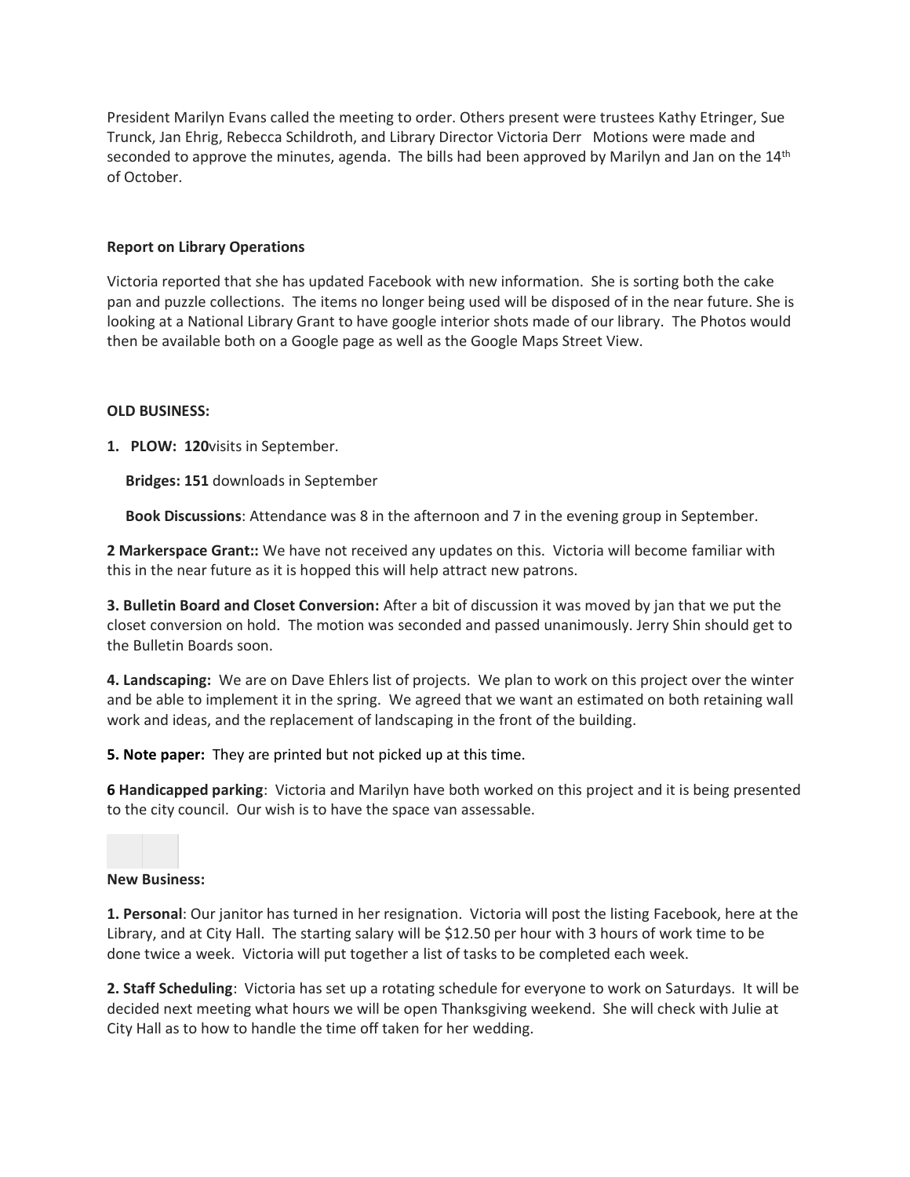President Marilyn Evans called the meeting to order. Others present were trustees Kathy Etringer, Sue Trunck, Jan Ehrig, Rebecca Schildroth, and Library Director Victoria Derr Motions were made and seconded to approve the minutes, agenda. The bills had been approved by Marilyn and Jan on the 14th of October.

**Report on Library Operations**

Victoria reported that she has updated Facebook with new information. She is sorting both the cake pan and puzzle collections. The items no longer being used will be disposed of in the near future. She is looking at a National Library Grant to have google interior shots made of our library. The Photos would then be available both on a Google page as well as the Google Maps Street View.

**OLD BUSINESS:**

**1. PLOW: 120**visits in September.

**Bridges: 151** downloads in September

**Book Discussions**: Attendance was 8 in the afternoon and 7 in the evening group in September.

**2 Markerspace Grant::** We have not received any updates on this. Victoria will become familiar with this in the near future as it is hopped this will help attract new patrons.

**3. Bulletin Board and Closet Conversion:** After a bit of discussion it was moved by jan that we put the closet conversion on hold. The motion was seconded and passed unanimously. Jerry Shin should get to the Bulletin Boards soon.

**4. Landscaping:** We are on Dave Ehlers list of projects. We plan to work on this project over the winter and be able to implement it in the spring. We agreed that we want an estimated on both retaining wall work and ideas, and the replacement of landscaping in the front of the building.

**5. Note paper:** They are printed but not picked up at this time.

**6 Handicapped parking**: Victoria and Marilyn have both worked on this project and it is being presented to the city council. Our wish is to have the space van assessable.

**New Business:**

**1. Personal**: Our janitor has turned in her resignation. Victoria will post the listing Facebook, here at the Library, and at City Hall. The starting salary will be $12.50 per hour with 3 hours of work time to be done twice a week. Victoria will put together a list of tasks to be completed each week.

**2. Staff Scheduling**: Victoria has set up a rotating schedule for everyone to work on Saturdays. It will be decided next meeting what hours we will be open Thanksgiving weekend. She will check with Julie at City Hall as to how to handle the time off taken for her wedding.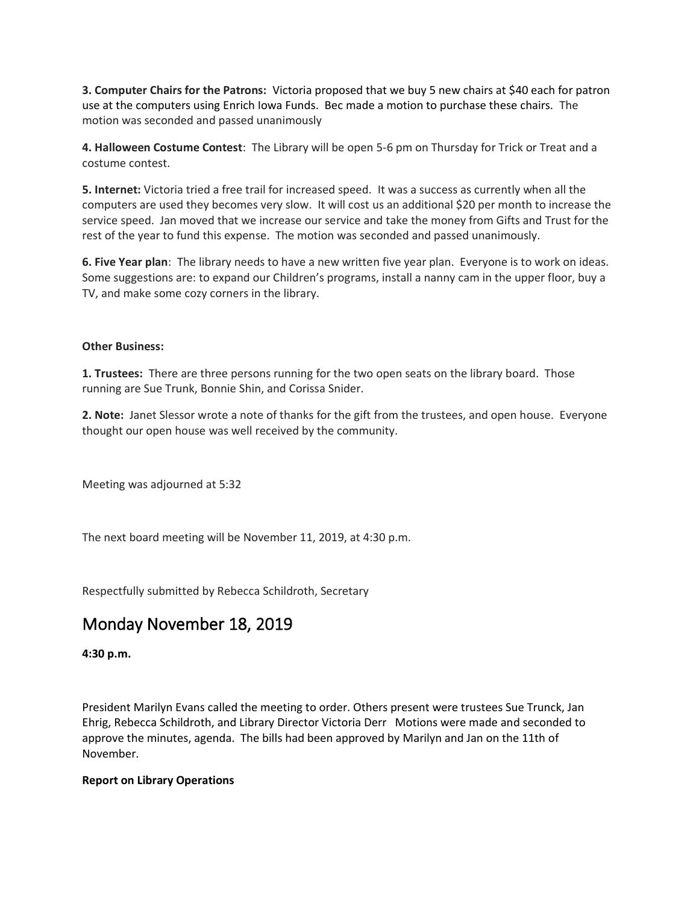**3. Computer Chairs for the Patrons:** Victoria proposed that we buy 5 new chairs at $40 each for patron use at the computers using Enrich Iowa Funds. Bec made a motion to purchase these chairs. The motion was seconded and passed unanimously

**4. Halloween Costume Contest**: The Library will be open 5-6 pm on Thursday for Trick or Treat and a costume contest.

**5. Internet:** Victoria tried a free trail for increased speed. It was a success as currently when all the computers are used they becomes very slow. It will cost us an additional $20 per month to increase the service speed. Jan moved that we increase our service and take the money from Gifts and Trust for the rest of the year to fund this expense. The motion was seconded and passed unanimously.

**6. Five Year plan**: The library needs to have a new written five year plan. Everyone is to work on ideas. Some suggestions are: to expand our Children's programs, install a nanny cam in the upper floor, buy a TV, and make some cozy corners in the library.

**Other Business:**

**1. Trustees:** There are three persons running for the two open seats on the library board. Those running are Sue Trunk, Bonnie Shin, and Corissa Snider.

**2. Note:** Janet Slessor wrote a note of thanks for the gift from the trustees, and open house. Everyone thought our open house was well received by the community.

Meeting was adjourned at 5:32

The next board meeting will be November 11, 2019, at 4:30 p.m.

Respectfully submitted by Rebecca Schildroth, Secretary

## Monday November 18, 2019

**4:30 p.m.**

President Marilyn Evans called the meeting to order. Others present were trustees Sue Trunck, Jan Ehrig, Rebecca Schildroth, and Library Director Victoria Derr Motions were made and seconded to approve the minutes, agenda. The bills had been approved by Marilyn and Jan on the 11th of November.

**Report on Library Operations**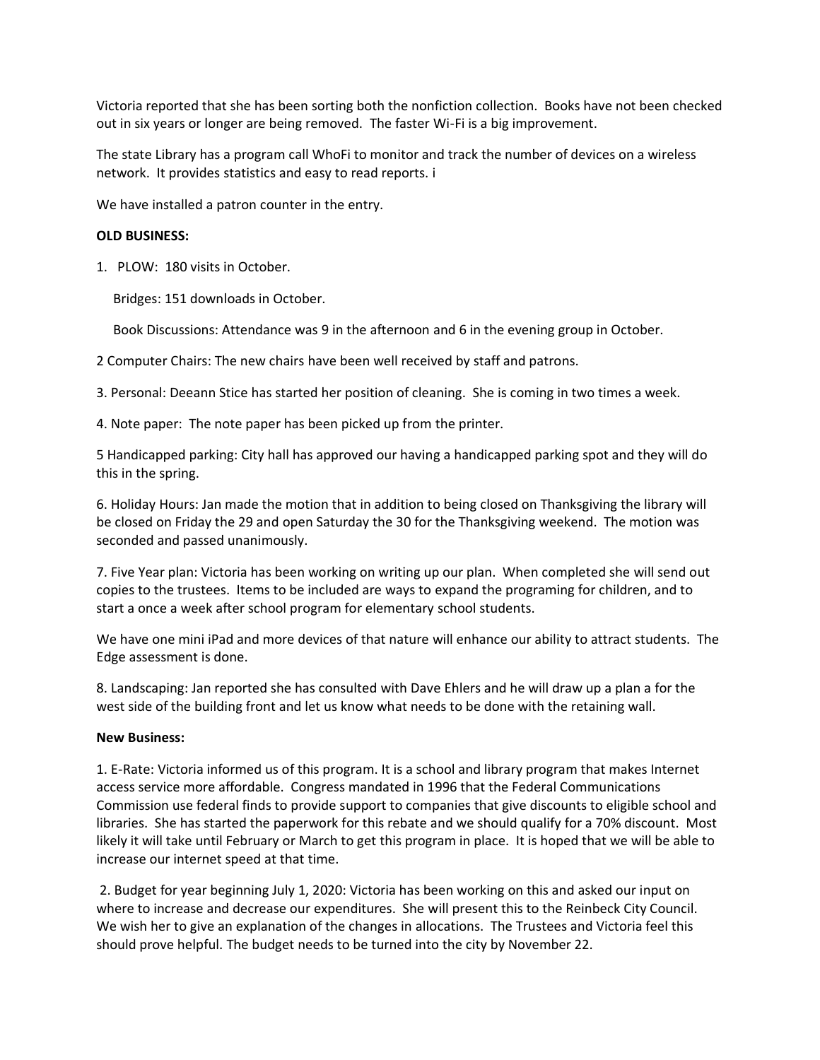Victoria reported that she has been sorting both the nonfiction collection. Books have not been checked out in six years or longer are being removed. The faster Wi-Fi is a big improvement.

The state Library has a program call WhoFi to monitor and track the number of devices on a wireless network. It provides statistics and easy to read reports. i

We have installed a patron counter in the entry.

**OLD BUSINESS:**

1. PLOW: 180 visits in October.

   Bridges: 151 downloads in October.

   Book Discussions: Attendance was 9 in the afternoon and 6 in the evening group in October.

2 Computer Chairs: The new chairs have been well received by staff and patrons.

3. Personal: Deeann Stice has started her position of cleaning. She is coming in two times a week.

4. Note paper: The note paper has been picked up from the printer.

5 Handicapped parking: City hall has approved our having a handicapped parking spot and they will do this in the spring.

6. Holiday Hours: Jan made the motion that in addition to being closed on Thanksgiving the library will be closed on Friday the 29 and open Saturday the 30 for the Thanksgiving weekend. The motion was seconded and passed unanimously.

7. Five Year plan: Victoria has been working on writing up our plan. When completed she will send out copies to the trustees. Items to be included are ways to expand the programing for children, and to start a once a week after school program for elementary school students.

We have one mini iPad and more devices of that nature will enhance our ability to attract students. The Edge assessment is done.

8. Landscaping: Jan reported she has consulted with Dave Ehlers and he will draw up a plan a for the west side of the building front and let us know what needs to be done with the retaining wall.

**New Business:**

1. E-Rate: Victoria informed us of this program. It is a school and library program that makes Internet access service more affordable. Congress mandated in 1996 that the Federal Communications Commission use federal finds to provide support to companies that give discounts to eligible school and libraries. She has started the paperwork for this rebate and we should qualify for a 70% discount. Most likely it will take until February or March to get this program in place. It is hoped that we will be able to increase our internet speed at that time.

2. Budget for year beginning July 1, 2020: Victoria has been working on this and asked our input on where to increase and decrease our expenditures. She will present this to the Reinbeck City Council. We wish her to give an explanation of the changes in allocations. The Trustees and Victoria feel this should prove helpful. The budget needs to be turned into the city by November 22.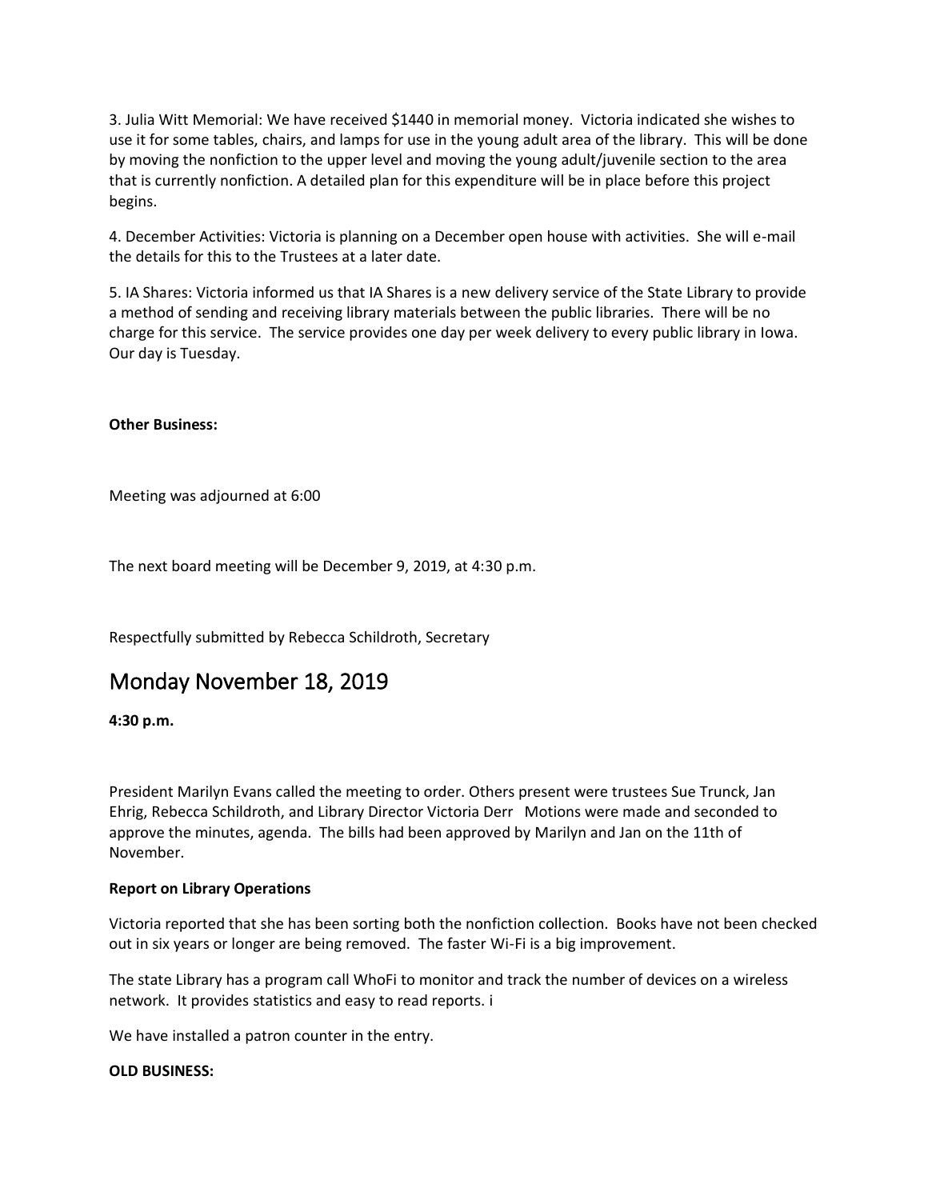3. Julia Witt Memorial: We have received $1440 in memorial money. Victoria indicated she wishes to use it for some tables, chairs, and lamps for use in the young adult area of the library. This will be done by moving the nonfiction to the upper level and moving the young adult/juvenile section to the area that is currently nonfiction. A detailed plan for this expenditure will be in place before this project begins.

4. December Activities: Victoria is planning on a December open house with activities. She will e-mail the details for this to the Trustees at a later date.

5. IA Shares: Victoria informed us that IA Shares is a new delivery service of the State Library to provide a method of sending and receiving library materials between the public libraries. There will be no charge for this service. The service provides one day per week delivery to every public library in Iowa. Our day is Tuesday.

**Other Business:**

Meeting was adjourned at 6:00

The next board meeting will be December 9, 2019, at 4:30 p.m.

Respectfully submitted by Rebecca Schildroth, Secretary

## Monday November 18, 2019

**4:30 p.m.**

President Marilyn Evans called the meeting to order. Others present were trustees Sue Trunck, Jan Ehrig, Rebecca Schildroth, and Library Director Victoria Derr Motions were made and seconded to approve the minutes, agenda. The bills had been approved by Marilyn and Jan on the 11th of November.

**Report on Library Operations**

Victoria reported that she has been sorting both the nonfiction collection. Books have not been checked out in six years or longer are being removed. The faster Wi-Fi is a big improvement.

The state Library has a program call WhoFi to monitor and track the number of devices on a wireless network. It provides statistics and easy to read reports. i

We have installed a patron counter in the entry.

**OLD BUSINESS:**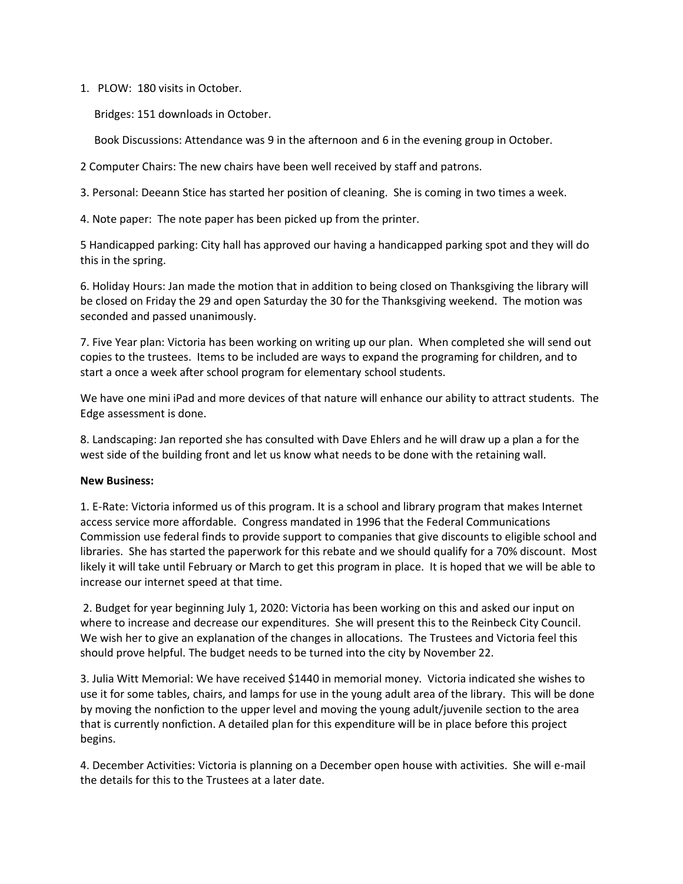1. PLOW: 180 visits in October.

   Bridges: 151 downloads in October.

   Book Discussions: Attendance was 9 in the afternoon and 6 in the evening group in October.

2 Computer Chairs: The new chairs have been well received by staff and patrons.

3. Personal: Deeann Stice has started her position of cleaning. She is coming in two times a week.

4. Note paper: The note paper has been picked up from the printer.

5 Handicapped parking: City hall has approved our having a handicapped parking spot and they will do this in the spring.

6. Holiday Hours: Jan made the motion that in addition to being closed on Thanksgiving the library will be closed on Friday the 29 and open Saturday the 30 for the Thanksgiving weekend. The motion was seconded and passed unanimously.

7. Five Year plan: Victoria has been working on writing up our plan. When completed she will send out copies to the trustees. Items to be included are ways to expand the programing for children, and to start a once a week after school program for elementary school students.

We have one mini iPad and more devices of that nature will enhance our ability to attract students. The Edge assessment is done.

8. Landscaping: Jan reported she has consulted with Dave Ehlers and he will draw up a plan a for the west side of the building front and let us know what needs to be done with the retaining wall.

**New Business:**

1. E-Rate: Victoria informed us of this program. It is a school and library program that makes Internet access service more affordable. Congress mandated in 1996 that the Federal Communications Commission use federal finds to provide support to companies that give discounts to eligible school and libraries. She has started the paperwork for this rebate and we should qualify for a 70% discount. Most likely it will take until February or March to get this program in place. It is hoped that we will be able to increase our internet speed at that time.

2. Budget for year beginning July 1, 2020: Victoria has been working on this and asked our input on where to increase and decrease our expenditures. She will present this to the Reinbeck City Council. We wish her to give an explanation of the changes in allocations. The Trustees and Victoria feel this should prove helpful. The budget needs to be turned into the city by November 22.

3. Julia Witt Memorial: We have received $1440 in memorial money. Victoria indicated she wishes to use it for some tables, chairs, and lamps for use in the young adult area of the library. This will be done by moving the nonfiction to the upper level and moving the young adult/juvenile section to the area that is currently nonfiction. A detailed plan for this expenditure will be in place before this project begins.

4. December Activities: Victoria is planning on a December open house with activities. She will e-mail the details for this to the Trustees at a later date.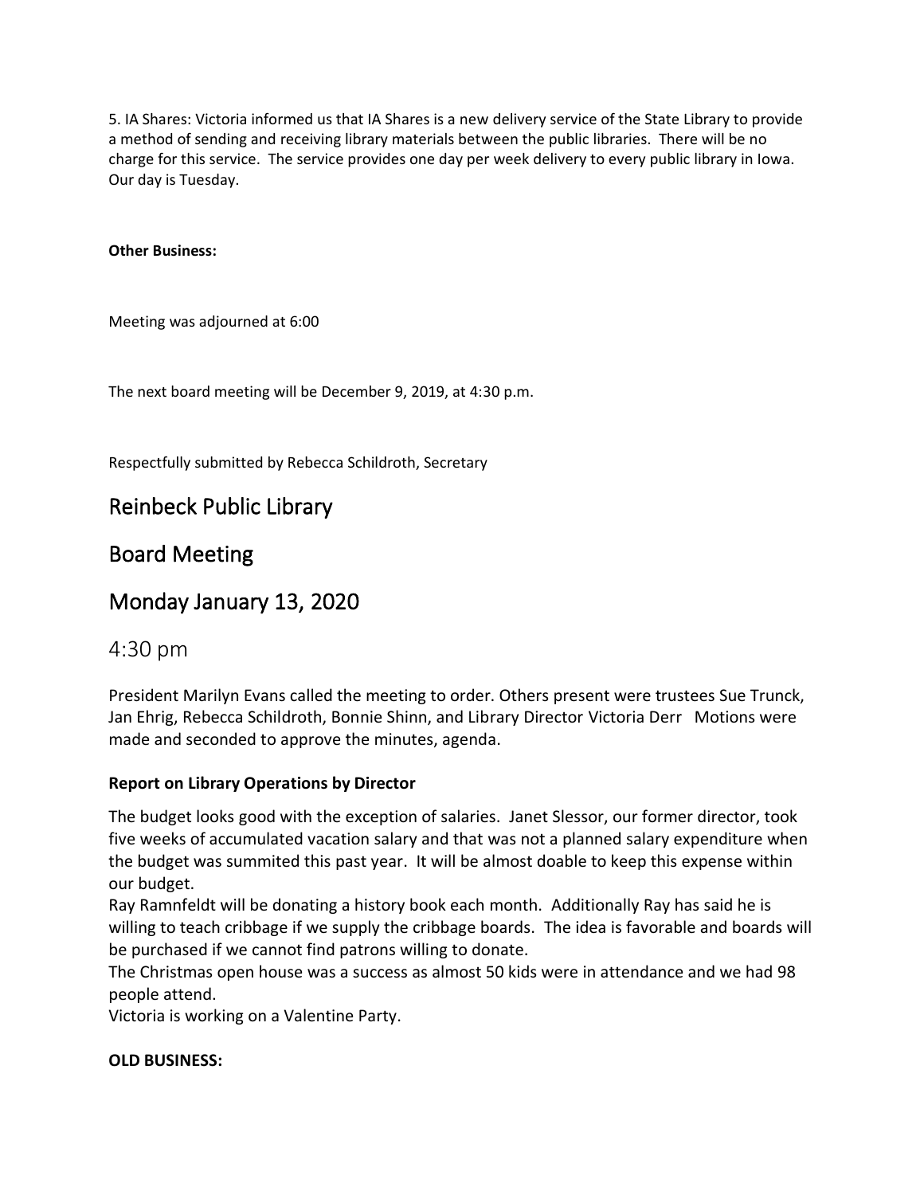5. IA Shares: Victoria informed us that IA Shares is a new delivery service of the State Library to provide a method of sending and receiving library materials between the public libraries. There will be no charge for this service. The service provides one day per week delivery to every public library in Iowa. Our day is Tuesday.

**Other Business:**

Meeting was adjourned at 6:00

The next board meeting will be December 9, 2019, at 4:30 p.m.

Respectfully submitted by Rebecca Schildroth, Secretary

# Reinbeck Public Library

# Board Meeting

# Monday January 13, 2020

## 4:30 pm

President Marilyn Evans called the meeting to order. Others present were trustees Sue Trunck, Jan Ehrig, Rebecca Schildroth, Bonnie Shinn, and Library Director Victoria Derr Motions were made and seconded to approve the minutes, agenda.

### Report on Library Operations by Director

The budget looks good with the exception of salaries. Janet Slessor, our former director, took five weeks of accumulated vacation salary and that was not a planned salary expenditure when the budget was summited this past year. It will be almost doable to keep this expense within our budget.

Ray Ramnfeldt will be donating a history book each month. Additionally Ray has said he is willing to teach cribbage if we supply the cribbage boards. The idea is favorable and boards will be purchased if we cannot find patrons willing to donate.

The Christmas open house was a success as almost 50 kids were in attendance and we had 98 people attend.

Victoria is working on a Valentine Party.

**OLD BUSINESS:**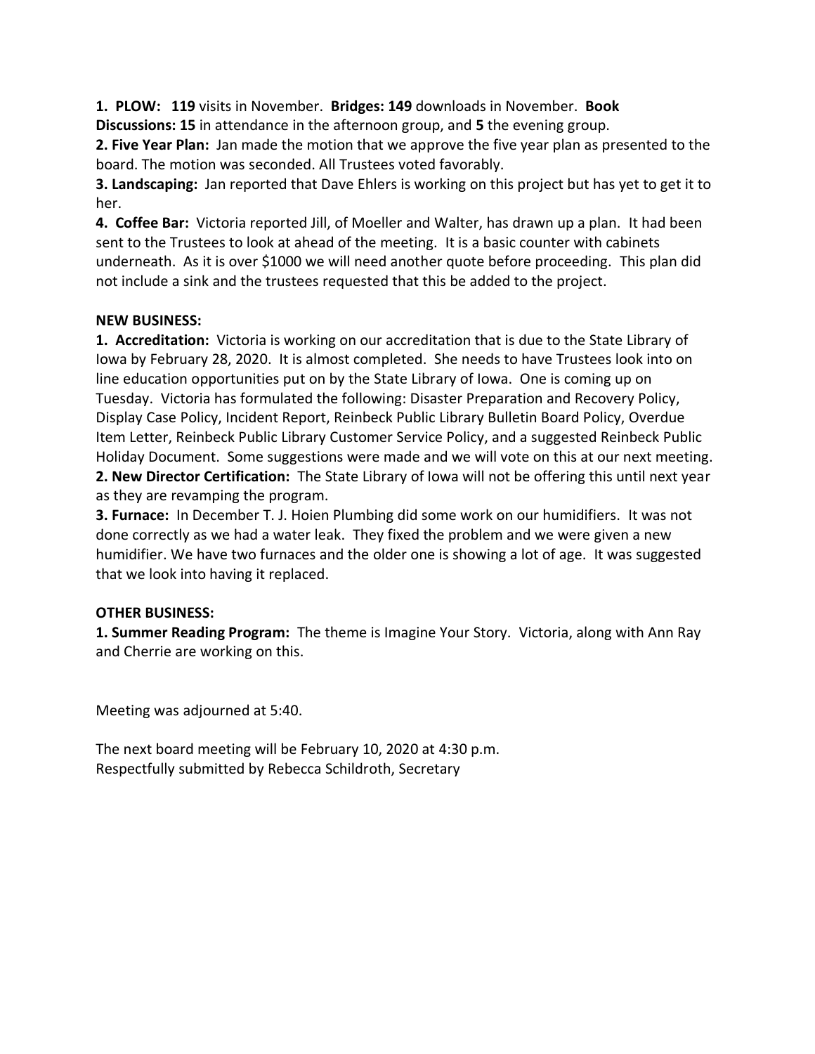**1. PLOW: 119** visits in November. **Bridges: 149** downloads in November. **Book Discussions: 15** in attendance in the afternoon group, and **5** the evening group.

**2. Five Year Plan:** Jan made the motion that we approve the five year plan as presented to the board. The motion was seconded. All Trustees voted favorably.

**3. Landscaping:** Jan reported that Dave Ehlers is working on this project but has yet to get it to her.

**4. Coffee Bar:** Victoria reported Jill, of Moeller and Walter, has drawn up a plan. It had been sent to the Trustees to look at ahead of the meeting. It is a basic counter with cabinets underneath. As it is over $1000 we will need another quote before proceeding. This plan did not include a sink and the trustees requested that this be added to the project.

**NEW BUSINESS:**

**1. Accreditation:** Victoria is working on our accreditation that is due to the State Library of Iowa by February 28, 2020. It is almost completed. She needs to have Trustees look into on line education opportunities put on by the State Library of Iowa. One is coming up on Tuesday. Victoria has formulated the following: Disaster Preparation and Recovery Policy, Display Case Policy, Incident Report, Reinbeck Public Library Bulletin Board Policy, Overdue Item Letter, Reinbeck Public Library Customer Service Policy, and a suggested Reinbeck Public Holiday Document. Some suggestions were made and we will vote on this at our next meeting.

**2. New Director Certification:** The State Library of Iowa will not be offering this until next year as they are revamping the program.

**3. Furnace:** In December T. J. Hoien Plumbing did some work on our humidifiers. It was not done correctly as we had a water leak. They fixed the problem and we were given a new humidifier. We have two furnaces and the older one is showing a lot of age. It was suggested that we look into having it replaced.

**OTHER BUSINESS:**

**1. Summer Reading Program:** The theme is Imagine Your Story. Victoria, along with Ann Ray and Cherrie are working on this.

Meeting was adjourned at 5:40.

The next board meeting will be February 10, 2020 at 4:30 p.m.
Respectfully submitted by Rebecca Schildroth, Secretary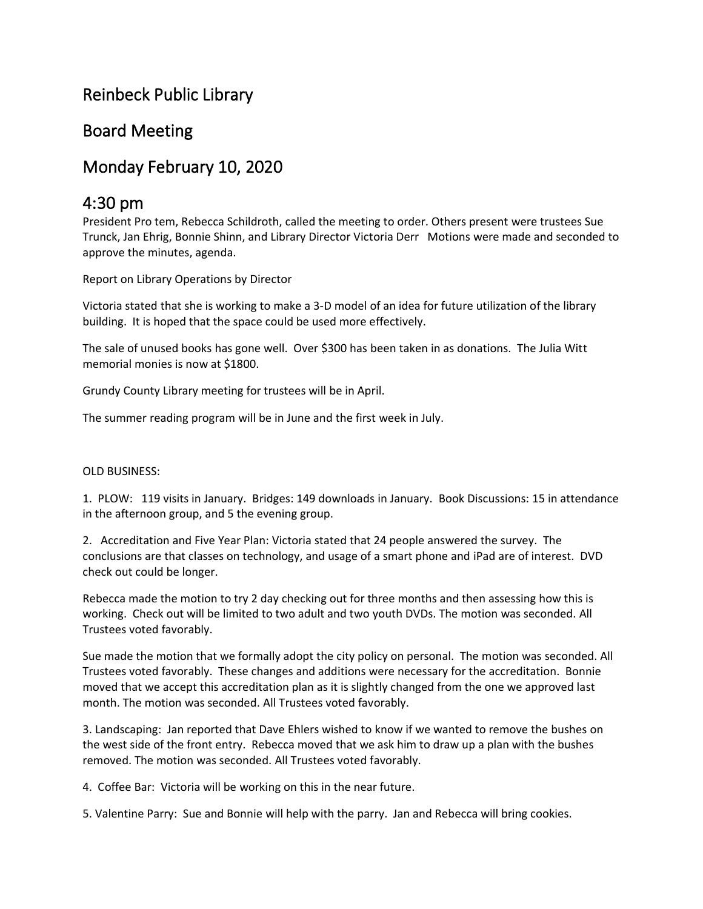# Reinbeck Public Library

# Board Meeting

# Monday February 10, 2020

# 4:30 pm

President Pro tem, Rebecca Schildroth, called the meeting to order. Others present were trustees Sue Trunck, Jan Ehrig, Bonnie Shinn, and Library Director Victoria Derr   Motions were made and seconded to approve the minutes, agenda.

Report on Library Operations by Director

Victoria stated that she is working to make a 3-D model of an idea for future utilization of the library building. It is hoped that the space could be used more effectively.

The sale of unused books has gone well. Over $300 has been taken in as donations. The Julia Witt memorial monies is now at $1800.

Grundy County Library meeting for trustees will be in April.

The summer reading program will be in June and the first week in July.

OLD BUSINESS:

1. PLOW: 119 visits in January. Bridges: 149 downloads in January. Book Discussions: 15 in attendance in the afternoon group, and 5 the evening group.

2. Accreditation and Five Year Plan: Victoria stated that 24 people answered the survey. The conclusions are that classes on technology, and usage of a smart phone and iPad are of interest. DVD check out could be longer.

Rebecca made the motion to try 2 day checking out for three months and then assessing how this is working. Check out will be limited to two adult and two youth DVDs. The motion was seconded. All Trustees voted favorably.

Sue made the motion that we formally adopt the city policy on personal. The motion was seconded. All Trustees voted favorably. These changes and additions were necessary for the accreditation. Bonnie moved that we accept this accreditation plan as it is slightly changed from the one we approved last month. The motion was seconded. All Trustees voted favorably.

3. Landscaping: Jan reported that Dave Ehlers wished to know if we wanted to remove the bushes on the west side of the front entry. Rebecca moved that we ask him to draw up a plan with the bushes removed. The motion was seconded. All Trustees voted favorably.

4. Coffee Bar: Victoria will be working on this in the near future.

5. Valentine Parry: Sue and Bonnie will help with the parry. Jan and Rebecca will bring cookies.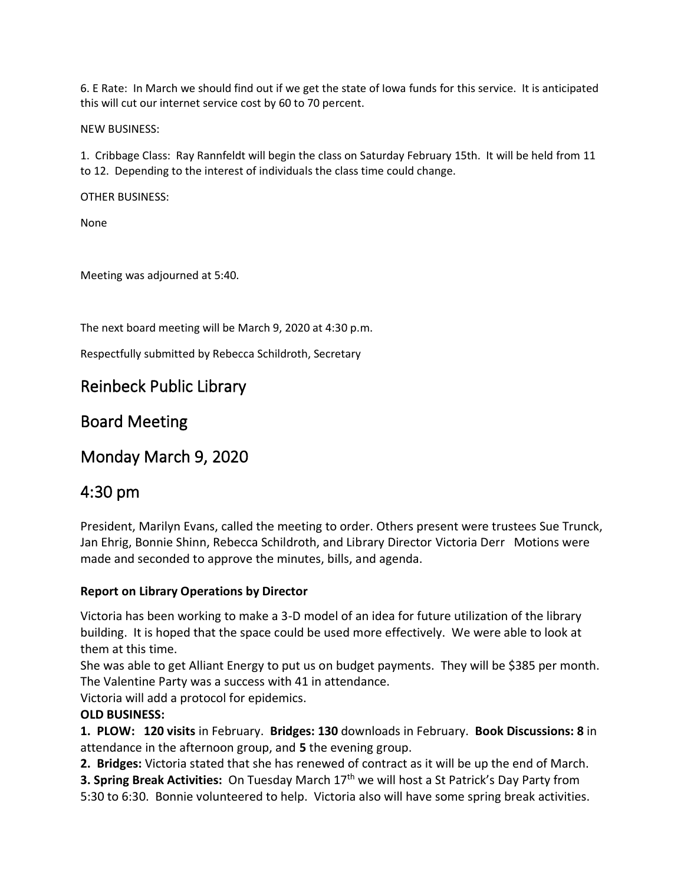6. E Rate: In March we should find out if we get the state of Iowa funds for this service. It is anticipated this will cut our internet service cost by 60 to 70 percent.

NEW BUSINESS:

1. Cribbage Class: Ray Rannfeldt will begin the class on Saturday February 15th. It will be held from 11 to 12. Depending to the interest of individuals the class time could change.

OTHER BUSINESS:

None

Meeting was adjourned at 5:40.

The next board meeting will be March 9, 2020 at 4:30 p.m.

Respectfully submitted by Rebecca Schildroth, Secretary

# Reinbeck Public Library

# Board Meeting

# Monday March 9, 2020

# 4:30 pm

President, Marilyn Evans, called the meeting to order. Others present were trustees Sue Trunck, Jan Ehrig, Bonnie Shinn, Rebecca Schildroth, and Library Director Victoria Derr Motions were made and seconded to approve the minutes, bills, and agenda.

**Report on Library Operations by Director**

Victoria has been working to make a 3-D model of an idea for future utilization of the library building. It is hoped that the space could be used more effectively. We were able to look at them at this time.
She was able to get Alliant Energy to put us on budget payments. They will be $385 per month.
The Valentine Party was a success with 41 in attendance.
Victoria will add a protocol for epidemics.

**OLD BUSINESS:**

**1. PLOW: 120 visits** in February. **Bridges: 130** downloads in February. **Book Discussions: 8** in attendance in the afternoon group, and **5** the evening group.

**2. Bridges:** Victoria stated that she has renewed of contract as it will be up the end of March.

**3. Spring Break Activities:** On Tuesday March 17th we will host a St Patrick's Day Party from 5:30 to 6:30. Bonnie volunteered to help. Victoria also will have some spring break activities.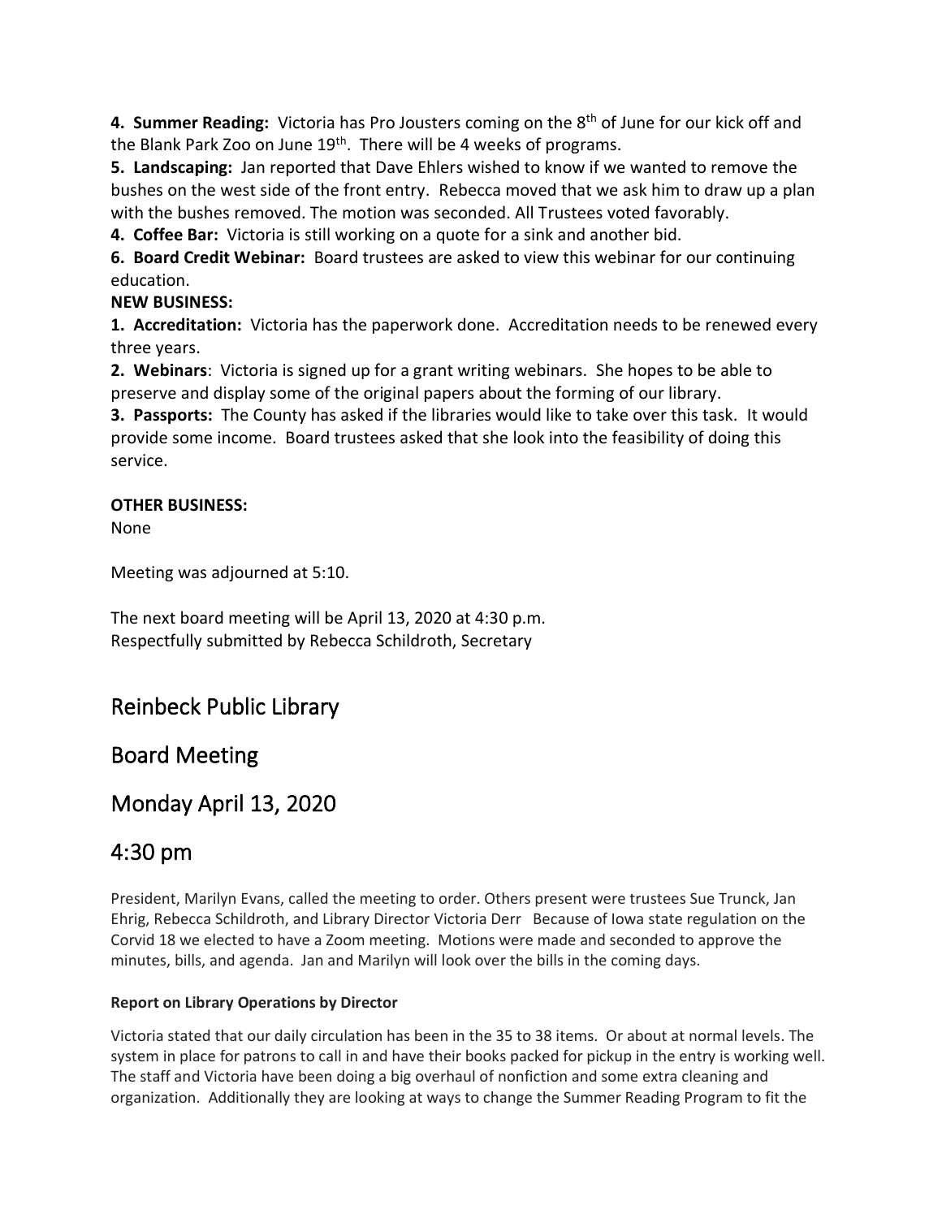**4. Summer Reading:** Victoria has Pro Jousters coming on the 8th of June for our kick off and the Blank Park Zoo on June 19th. There will be 4 weeks of programs.

**5. Landscaping:** Jan reported that Dave Ehlers wished to know if we wanted to remove the bushes on the west side of the front entry. Rebecca moved that we ask him to draw up a plan with the bushes removed. The motion was seconded. All Trustees voted favorably.

**4. Coffee Bar:** Victoria is still working on a quote for a sink and another bid.

**6. Board Credit Webinar:** Board trustees are asked to view this webinar for our continuing education.

**NEW BUSINESS:**

**1. Accreditation:** Victoria has the paperwork done. Accreditation needs to be renewed every three years.

**2. Webinars**: Victoria is signed up for a grant writing webinars. She hopes to be able to preserve and display some of the original papers about the forming of our library.

**3. Passports:** The County has asked if the libraries would like to take over this task. It would provide some income. Board trustees asked that she look into the feasibility of doing this service.

**OTHER BUSINESS:**

None

Meeting was adjourned at 5:10.

The next board meeting will be April 13, 2020 at 4:30 p.m.
Respectfully submitted by Rebecca Schildroth, Secretary

# Reinbeck Public Library

# Board Meeting

# Monday April 13, 2020

# 4:30 pm

President, Marilyn Evans, called the meeting to order. Others present were trustees Sue Trunck, Jan Ehrig, Rebecca Schildroth, and Library Director Victoria Derr Because of Iowa state regulation on the Corvid 18 we elected to have a Zoom meeting. Motions were made and seconded to approve the minutes, bills, and agenda. Jan and Marilyn will look over the bills in the coming days.

**Report on Library Operations by Director**

Victoria stated that our daily circulation has been in the 35 to 38 items. Or about at normal levels. The system in place for patrons to call in and have their books packed for pickup in the entry is working well. The staff and Victoria have been doing a big overhaul of nonfiction and some extra cleaning and organization. Additionally they are looking at ways to change the Summer Reading Program to fit the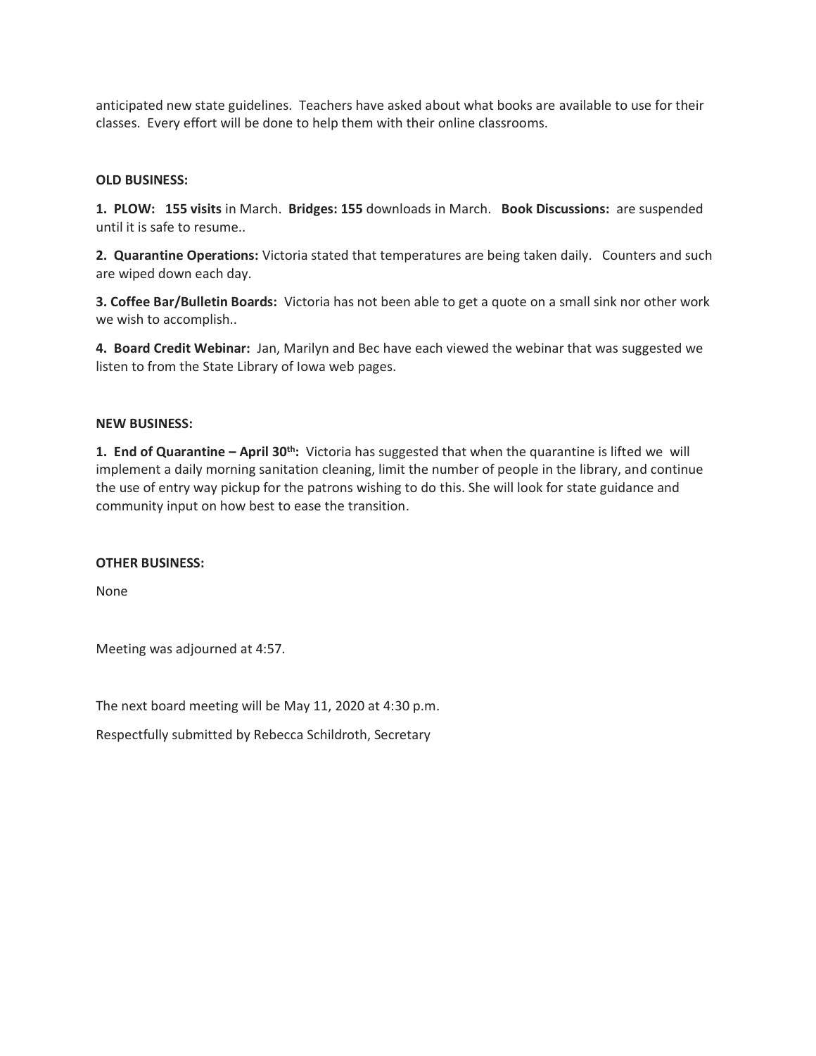anticipated new state guidelines. Teachers have asked about what books are available to use for their classes. Every effort will be done to help them with their online classrooms.

**OLD BUSINESS:**

**1. PLOW: 155 visits** in March. **Bridges: 155** downloads in March. **Book Discussions:** are suspended until it is safe to resume..

**2. Quarantine Operations:** Victoria stated that temperatures are being taken daily. Counters and such are wiped down each day.

**3. Coffee Bar/Bulletin Boards:** Victoria has not been able to get a quote on a small sink nor other work we wish to accomplish..

**4. Board Credit Webinar:** Jan, Marilyn and Bec have each viewed the webinar that was suggested we listen to from the State Library of Iowa web pages.

**NEW BUSINESS:**

**1. End of Quarantine – April 30th:** Victoria has suggested that when the quarantine is lifted we will implement a daily morning sanitation cleaning, limit the number of people in the library, and continue the use of entry way pickup for the patrons wishing to do this. She will look for state guidance and community input on how best to ease the transition.

**OTHER BUSINESS:**

None

Meeting was adjourned at 4:57.

The next board meeting will be May 11, 2020 at 4:30 p.m.

Respectfully submitted by Rebecca Schildroth, Secretary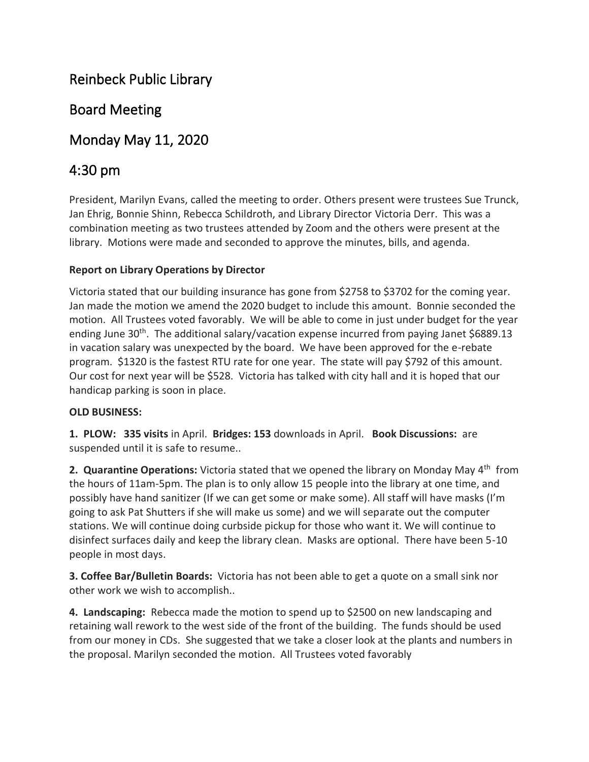# Reinbeck Public Library

# Board Meeting

# Monday May 11, 2020

# 4:30 pm

President, Marilyn Evans, called the meeting to order. Others present were trustees Sue Trunck, Jan Ehrig, Bonnie Shinn, Rebecca Schildroth, and Library Director Victoria Derr. This was a combination meeting as two trustees attended by Zoom and the others were present at the library. Motions were made and seconded to approve the minutes, bills, and agenda.

**Report on Library Operations by Director**

Victoria stated that our building insurance has gone from $2758 to $3702 for the coming year. Jan made the motion we amend the 2020 budget to include this amount. Bonnie seconded the motion. All Trustees voted favorably. We will be able to come in just under budget for the year ending June 30th. The additional salary/vacation expense incurred from paying Janet $6889.13 in vacation salary was unexpected by the board. We have been approved for the e-rebate program. $1320 is the fastest RTU rate for one year. The state will pay $792 of this amount. Our cost for next year will be $528. Victoria has talked with city hall and it is hoped that our handicap parking is soon in place.

**OLD BUSINESS:**

**1. PLOW: 335 visits** in April. **Bridges: 153** downloads in April. **Book Discussions:** are suspended until it is safe to resume..

**2. Quarantine Operations:** Victoria stated that we opened the library on Monday May 4th from the hours of 11am-5pm. The plan is to only allow 15 people into the library at one time, and possibly have hand sanitizer (If we can get some or make some). All staff will have masks (I'm going to ask Pat Shutters if she will make us some) and we will separate out the computer stations. We will continue doing curbside pickup for those who want it. We will continue to disinfect surfaces daily and keep the library clean. Masks are optional. There have been 5-10 people in most days.

**3. Coffee Bar/Bulletin Boards:** Victoria has not been able to get a quote on a small sink nor other work we wish to accomplish..

**4. Landscaping:** Rebecca made the motion to spend up to $2500 on new landscaping and retaining wall rework to the west side of the front of the building. The funds should be used from our money in CDs. She suggested that we take a closer look at the plants and numbers in the proposal. Marilyn seconded the motion. All Trustees voted favorably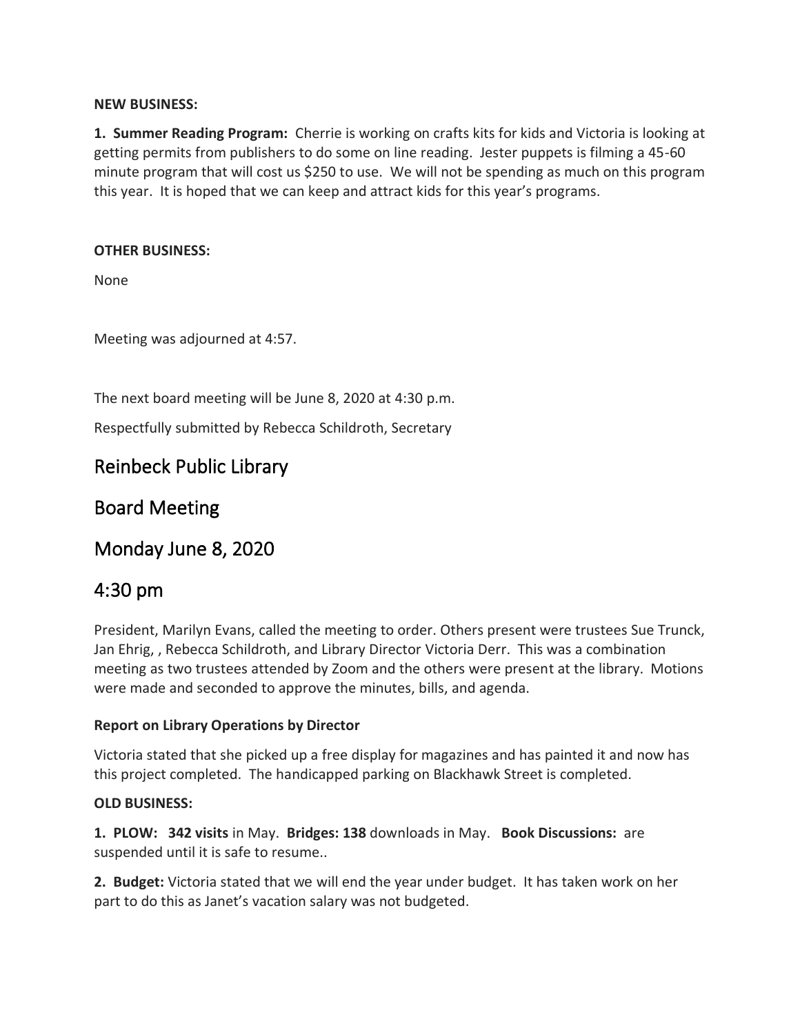**NEW BUSINESS:**

**1. Summer Reading Program:** Cherrie is working on crafts kits for kids and Victoria is looking at getting permits from publishers to do some on line reading. Jester puppets is filming a 45-60 minute program that will cost us $250 to use. We will not be spending as much on this program this year. It is hoped that we can keep and attract kids for this year's programs.

**OTHER BUSINESS:**

None

Meeting was adjourned at 4:57.

The next board meeting will be June 8, 2020 at 4:30 p.m.

Respectfully submitted by Rebecca Schildroth, Secretary

# Reinbeck Public Library

# Board Meeting

# Monday June 8, 2020

# 4:30 pm

President, Marilyn Evans, called the meeting to order. Others present were trustees Sue Trunck, Jan Ehrig, , Rebecca Schildroth, and Library Director Victoria Derr. This was a combination meeting as two trustees attended by Zoom and the others were present at the library. Motions were made and seconded to approve the minutes, bills, and agenda.

**Report on Library Operations by Director**

Victoria stated that she picked up a free display for magazines and has painted it and now has this project completed. The handicapped parking on Blackhawk Street is completed.

**OLD BUSINESS:**

**1. PLOW: 342 visits** in May. **Bridges: 138** downloads in May. **Book Discussions:** are suspended until it is safe to resume..

**2. Budget:** Victoria stated that we will end the year under budget. It has taken work on her part to do this as Janet's vacation salary was not budgeted.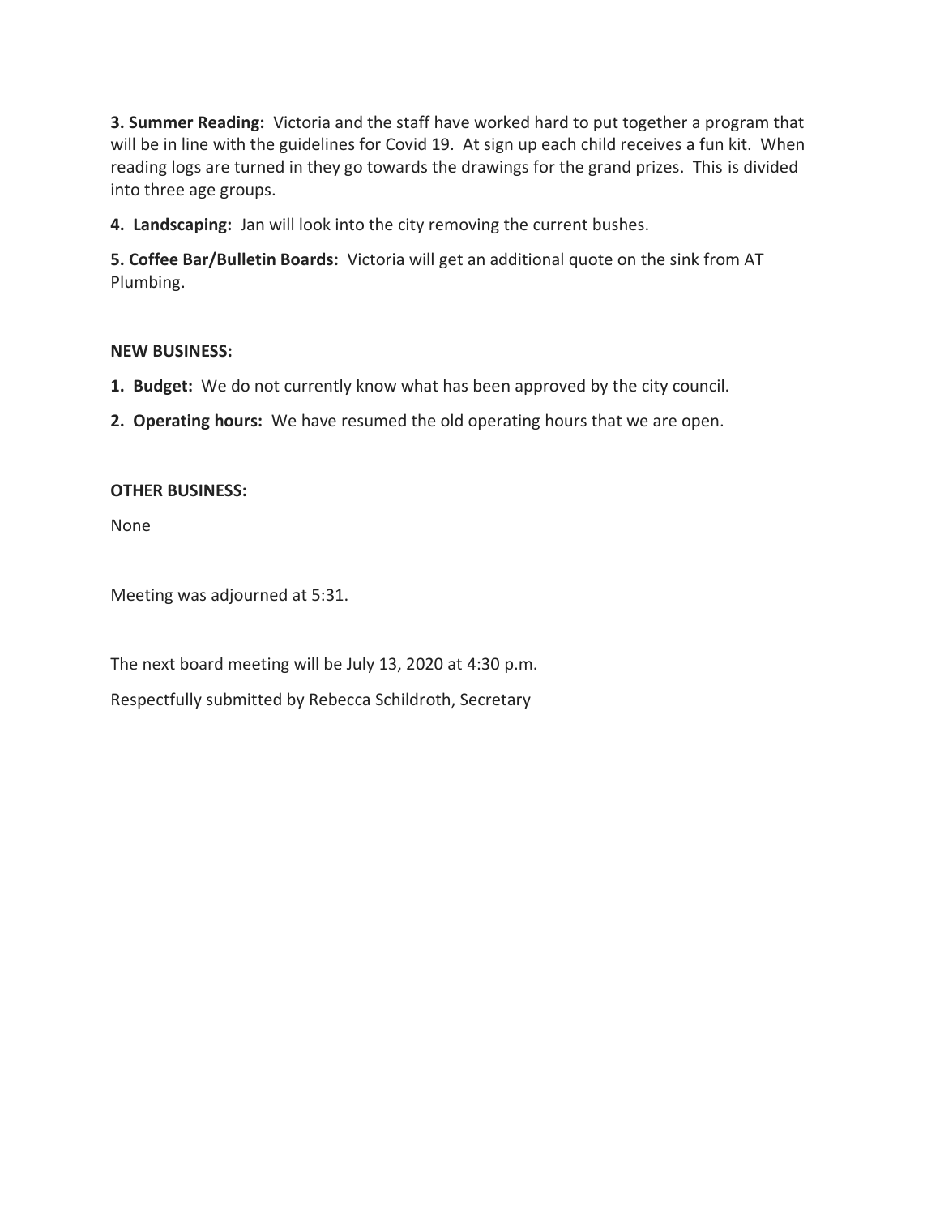**3. Summer Reading:** Victoria and the staff have worked hard to put together a program that will be in line with the guidelines for Covid 19. At sign up each child receives a fun kit. When reading logs are turned in they go towards the drawings for the grand prizes. This is divided into three age groups.

**4. Landscaping:** Jan will look into the city removing the current bushes.

**5. Coffee Bar/Bulletin Boards:** Victoria will get an additional quote on the sink from AT Plumbing.

**NEW BUSINESS:**

**1. Budget:** We do not currently know what has been approved by the city council.

**2. Operating hours:** We have resumed the old operating hours that we are open.

**OTHER BUSINESS:**

None

Meeting was adjourned at 5:31.

The next board meeting will be July 13, 2020 at 4:30 p.m.

Respectfully submitted by Rebecca Schildroth, Secretary